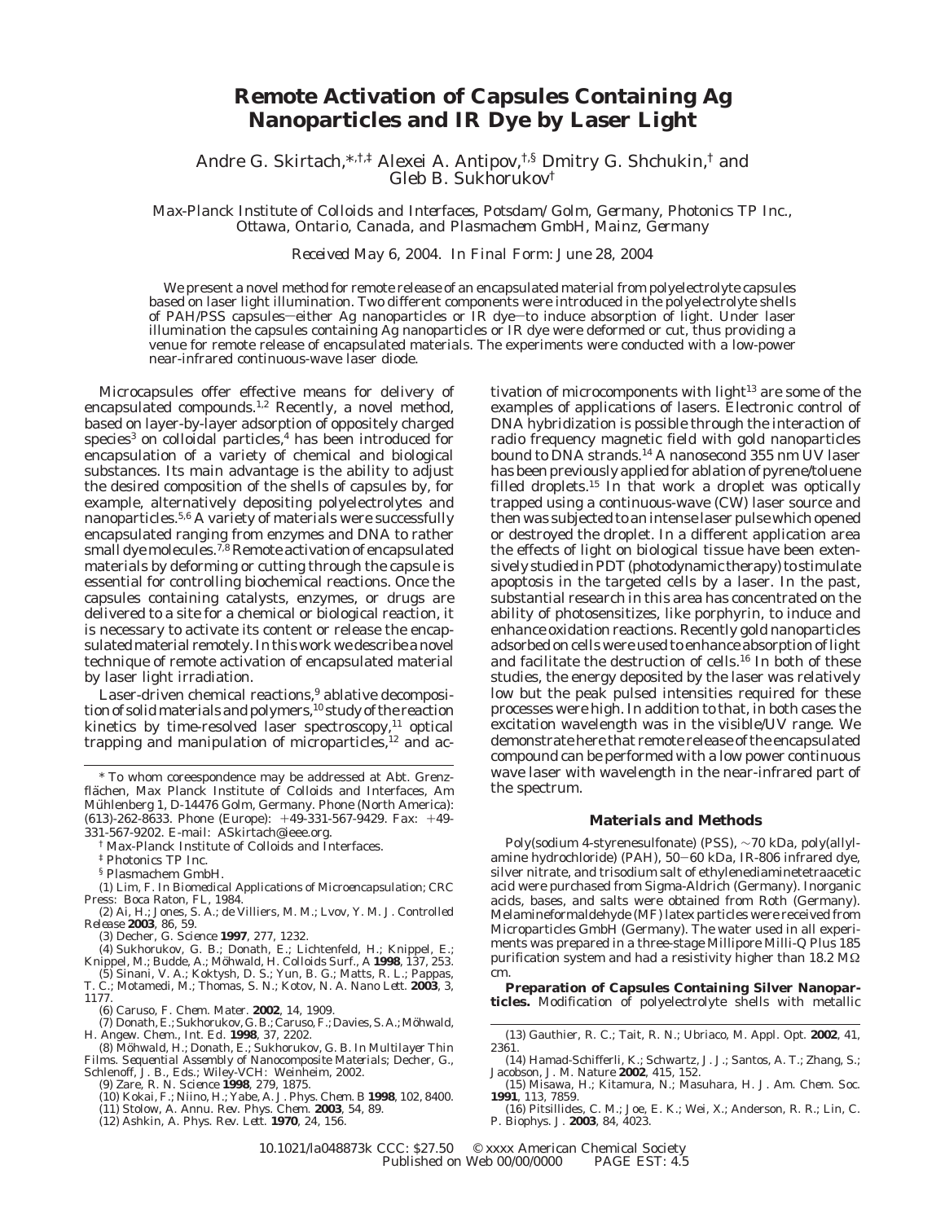# Remote Activation of Capsules Containing Ag Nanoparticles and IR Dye by Laser Light

Andre G. Skirtach,*[,†,‡] Alexei A. Antipov,[†,§] Dmitry G. Shchukin,[†] and Gleb B. Sukhorukov[†]

*Max-Planck Institute of Colloids and Interfaces, Potsdam/Golm, Germany, Photonics TP Inc., Ottawa, Ontario, Canada, and Plasmachem GmbH, Mainz, Germany*

*Received May 6, 2004. In Final Form: June 28, 2004*

We present a novel method for remote release of an encapsulated material from polyelectrolyte capsules based on laser light illumination. Two different components were introduced in the polyelectrolyte shells of PAH/PSS capsules—either Ag nanoparticles or IR dye—to induce absorption of light. Under laser illumination the capsules containing Ag nanoparticles or IR dye were deformed or cut, thus providing a venue for remote release of encapsulated materials. The experiments were conducted with a low-power near-infrared continuous-wave laser diode.

Microcapsules offer effective means for delivery of encapsulated compounds.[1,2] Recently, a novel method, based on layer-by-layer adsorption of oppositely charged species[3] on colloidal particles,[4] has been introduced for encapsulation of a variety of chemical and biological substances. Its main advantage is the ability to adjust the desired composition of the shells of capsules by, for example, alternatively depositing polyelectrolytes and nanoparticles.[5,6] A variety of materials were successfully encapsulated ranging from enzymes and DNA to rather small dye molecules.[7,8] Remote activation of encapsulated materials by deforming or cutting through the capsule is essential for controlling biochemical reactions. Once the capsules containing catalysts, enzymes, or drugs are delivered to a site for a chemical or biological reaction, it is necessary to activate its content or release the encapsulated material remotely. In this work we describe a novel technique of remote activation of encapsulated material by laser light irradiation.

Laser-driven chemical reactions,[9] ablative decomposition of solid materials and polymers,[10] study of the reaction kinetics by time-resolved laser spectroscopy,[11] optical trapping and manipulation of microparticles,[12] and activation of microcomponents with light[13] are some of the examples of applications of lasers. Electronic control of DNA hybridization is possible through the interaction of radio frequency magnetic field with gold nanoparticles bound to DNA strands.[14] A nanosecond 355 nm UV laser has been previously applied for ablation of pyrene/toluene filled droplets.[15] In that work a droplet was optically trapped using a continuous-wave (CW) laser source and then was subjected to an intense laser pulse which opened or destroyed the droplet. In a different application area the effects of light on biological tissue have been extensively studied in PDT (photodynamic therapy) to stimulate apoptosis in the targeted cells by a laser. In the past, substantial research in this area has concentrated on the ability of photosensitizes, like porphyrin, to induce and enhance oxidation reactions. Recently gold nanoparticles adsorbed on cells were used to enhance absorption of light and facilitate the destruction of cells.[16] In both of these studies, the energy deposited by the laser was relatively low but the peak pulsed intensities required for these processes were high. In addition to that, in both cases the excitation wavelength was in the visible/UV range. We demonstrate here that remote release of the encapsulated compound can be performed with a low power continuous wave laser with wavelength in the near-infrared part of the spectrum.

## Materials and Methods

Poly(sodium 4-styrenesulfonate) (PSS), ~70 kDa, poly(allylamine hydrochloride) (PAH), 50−60 kDa, IR-806 infrared dye, silver nitrate, and trisodium salt of ethylenediaminetetraacetic acid were purchased from Sigma-Aldrich (Germany). Inorganic acids, bases, and salts were obtained from Roth (Germany). Melamineformaldehyde (MF) latex particles were received from Microparticles GmbH (Germany). The water used in all experiments was prepared in a three-stage Millipore Milli-Q Plus 185 purification system and had a resistivity higher than 18.2 MΩ cm.

**Preparation of Capsules Containing Silver Nanoparticles.** Modification of polyelectrolyte shells with metallic

---

\* To whom coreespondence may be addressed at Abt. Grenzflächen, Max Planck Institute of Colloids and Interfaces, Am Mühlenberg 1, D-14476 Golm, Germany. Phone (North America): (613)-262-8633. Phone (Europe): +49-331-567-9429. Fax: +49-331-567-9202. E-mail: ASkirtach@ieee.org.

† Max-Planck Institute of Colloids and Interfaces.

‡ Photonics TP Inc.

§ Plasmachem GmbH.

(1) Lim, F. In Biomedical Applications of Microencapsulation; CRC Press: Boca Raton, FL, 1984.

(2) Ai, H.; Jones, S. A.; de Villiers, M. M.; Lvov, Y. M. *J. Controlled Release* **2003**, 86, 59.

(3) Decher, G. *Science* **1997**, 277, 1232.

(4) Sukhorukov, G. B.; Donath, E.; Lichtenfeld, H.; Knippel, E.; Knippel, M.; Budde, A.; Möhwald, H. *Colloids Surf., A* **1998**, 137, 253.

(5) Sinani, V. A.; Koktysh, D. S.; Yun, B. G.; Matts, R. L.; Pappas, T. C.; Motamedi, M.; Thomas, S. N.; Kotov, N. A. *Nano Lett.* **2003**, 3, 1177.

(6) Caruso, F. *Chem. Mater.* **2002**, 14, 1909.

(7) Donath, E.; Sukhorukov, G. B.; Caruso, F.; Davies, S. A.; Möhwald, H. *Angew. Chem., Int. Ed.* **1998**, 37, 2202.

(8) Möhwald, H.; Donath, E.; Sukhorukov, G. B. In Multilayer Thin Films. Sequential Assembly of Nanocomposite Materials; Decher, G., Schlenoff, J. B., Eds.; Wiley-VCH: Weinheim, 2002.

(9) Zare, R. N. *Science* **1998**, 279, 1875.

(10) Kokai, F.; Niino, H.; Yabe, A. *J. Phys. Chem. B* **1998**, 102, 8400.

(11) Stolow, A. *Annu. Rev. Phys. Chem.* **2003**, 54, 89.

(12) Ashkin, A. *Phys. Rev. Lett.* **1970**, 24, 156.

(13) Gauthier, R. C.; Tait, R. N.; Ubriaco, M. *Appl. Opt.* **2002**, 41, 2361.

(14) Hamad-Schifferli, K.; Schwartz, J. J.; Santos, A. T.; Zhang, S.; Jacobson, J. M. *Nature* **2002**, 415, 152.

(15) Misawa, H.; Kitamura, N.; Masuhara, H. *J. Am. Chem. Soc.* **1991**, 113, 7859.

(16) Pitsillides, C. M.; Joe, E. K.; Wei, X.; Anderson, R. R.; Lin, C. P. *Biophys. J.* **2003**, 84, 4023.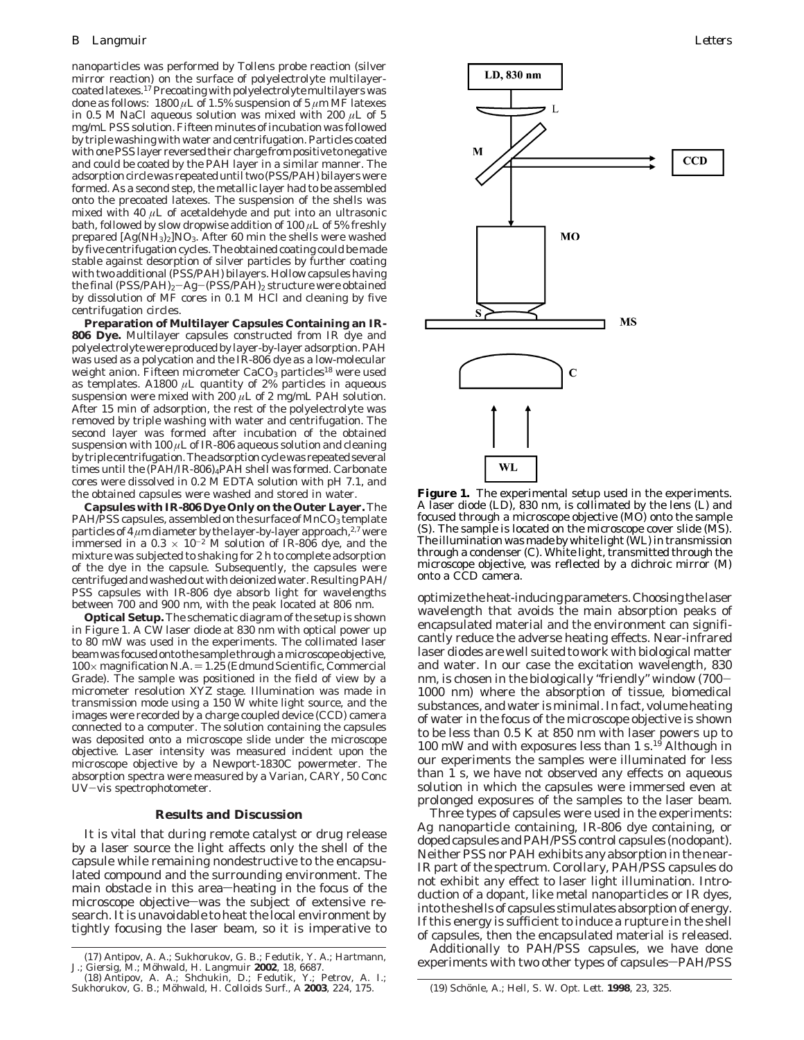nanoparticles was performed by Tollens probe reaction (silver mirror reaction) on the surface of polyelectrolyte multilayer-coated latexes.[17] Precoating with polyelectrolyte multilayers was done as follows: 1800 $\mu$L of 1.5% suspension of 5 $\mu$m MF latexes in 0.5 M NaCl aqueous solution was mixed with 200 $\mu$L of 5 mg/mL PSS solution. Fifteen minutes of incubation was followed by triple washing with water and centrifugation. Particles coated with one PSS layer reversed their charge from positive to negative and could be coated by the PAH layer in a similar manner. The adsorption circle was repeated until two (PSS/PAH) bilayers were formed. As a second step, the metallic layer had to be assembled onto the precoated latexes. The suspension of the shells was mixed with 40 $\mu$L of acetaldehyde and put into an ultrasonic bath, followed by slow dropwise addition of 100 $\mu$L of 5% freshly prepared $[Ag(NH_3)_2]NO_3$. After 60 min the shells were washed by five centrifugation cycles. The obtained coating could be made stable against desorption of silver particles by further coating with two additional (PSS/PAH) bilayers. Hollow capsules having the final $(PSS/PAH)_2$–Ag–$(PSS/PAH)_2$ structure were obtained by dissolution of MF cores in 0.1 M HCl and cleaning by five centrifugation circles.

**Preparation of Multilayer Capsules Containing an IR-806 Dye.** Multilayer capsules constructed from IR dye and polyelectrolyte were produced by layer-by-layer adsorption. PAH was used as a polycation and the IR-806 dye as a low-molecular weight anion. Fifteen micrometer $CaCO_3$ particles[18] were used as templates. A1800 $\mu$L quantity of 2% particles in aqueous suspension were mixed with 200 $\mu$L of 2 mg/mL PAH solution. After 15 min of adsorption, the rest of the polyelectrolyte was removed by triple washing with water and centrifugation. The second layer was formed after incubation of the obtained suspension with 100 $\mu$L of IR-806 aqueous solution and cleaning by triple centrifugation. The adsorption cycle was repeated several times until the $(PAH/IR\text{-}806)_4PAH$ shell was formed. Carbonate cores were dissolved in 0.2 M EDTA solution with pH 7.1, and the obtained capsules were washed and stored in water.

**Capsules with IR-806 Dye Only on the Outer Layer.** The PAH/PSS capsules, assembled on the surface of $MnCO_3$ template particles of 4 $\mu$m diameter by the layer-by-layer approach,[2,7] were immersed in a $0.3 \times 10^{-2}$ M solution of IR-806 dye, and the mixture was subjected to shaking for 2 h to complete adsorption of the dye in the capsule. Subsequently, the capsules were centrifuged and washed out with deionized water. Resulting PAH/PSS capsules with IR-806 dye absorb light for wavelengths between 700 and 900 nm, with the peak located at 806 nm.

**Optical Setup.** The schematic diagram of the setup is shown in Figure 1. A CW laser diode at 830 nm with optical power up to 80 mW was used in the experiments. The collimated laser beam was focused onto the sample through a microscope objective, 100× magnification N.A. = 1.25 (Edmund Scientific, Commercial Grade). The sample was positioned in the field of view by a micrometer resolution XYZ stage. Illumination was made in transmission mode using a 150 W white light source, and the images were recorded by a charge coupled device (CCD) camera connected to a computer. The solution containing the capsules was deposited onto a microscope slide under the microscope objective. Laser intensity was measured incident upon the microscope objective by a Newport-1830C powermeter. The absorption spectra were measured by a Varian, CARY, 50 Conc UV–vis spectrophotometer.

## Results and Discussion

It is vital that during remote catalyst or drug release by a laser source the light affects only the shell of the capsule while remaining nondestructive to the encapsulated compound and the surrounding environment. The main obstacle in this area—heating in the focus of the microscope objective—was the subject of extensive research. It is unavoidable to heat the local environment by tightly focusing the laser beam, so it is imperative to optimize the heat-inducing parameters. Choosing the laser wavelength that avoids the main absorption peaks of encapsulated material and the environment can significantly reduce the adverse heating effects. Near-infrared laser diodes are well suited to work with biological matter and water. In our case the excitation wavelength, 830 nm, is chosen in the biologically "friendly" window (700–1000 nm) where the absorption of tissue, biomedical substances, and water is minimal. In fact, volume heating of water in the focus of the microscope objective is shown to be less than 0.5 K at 850 nm with laser powers up to 100 mW and with exposures less than 1 s.[19] Although in our experiments the samples were illuminated for less than 1 s, we have not observed any effects on aqueous solution in which the capsules were immersed even at prolonged exposures of the samples to the laser beam.

LD, 830 nm

L

M

CCD

MO

S

MS

C

WL

**Figure 1.** The experimental setup used in the experiments. A laser diode (LD), 830 nm, is collimated by the lens (L) and focused through a microscope objective (MO) onto the sample (S). The sample is located on the microscope cover slide (MS). The illumination was made by white light (WL) in transmission through a condenser (C). White light, transmitted through the microscope objective, was reflected by a dichroic mirror (M) onto a CCD camera.

Three types of capsules were used in the experiments: Ag nanoparticle containing, IR-806 dye containing, or doped capsules and PAH/PSS control capsules (no dopant). Neither PSS nor PAH exhibits any absorption in the near-IR part of the spectrum. Corollary, PAH/PSS capsules do not exhibit any effect to laser light illumination. Introduction of a dopant, like metal nanoparticles or IR dyes, into the shells of capsules stimulates absorption of energy. If this energy is sufficient to induce a rupture in the shell of capsules, then the encapsulated material is released.

Additionally to PAH/PSS capsules, we have done experiments with two other types of capsules—PAH/PSS

(17) Antipov, A. A.; Sukhorukov, G. B.; Fedutik, Y. A.; Hartmann, J.; Giersig, M.; Möhwald, H. *Langmuir* **2002**, *18*, 6687.

(18) Antipov, A. A.; Shchukin, D.; Fedutik, Y.; Petrov, A. I.; Sukhorukov, G. B.; Möhwald, H. *Colloids Surf., A* **2003**, *224*, 175.

(19) Schönle, A.; Hell, S. W. *Opt. Lett.* **1998**, *23*, 325.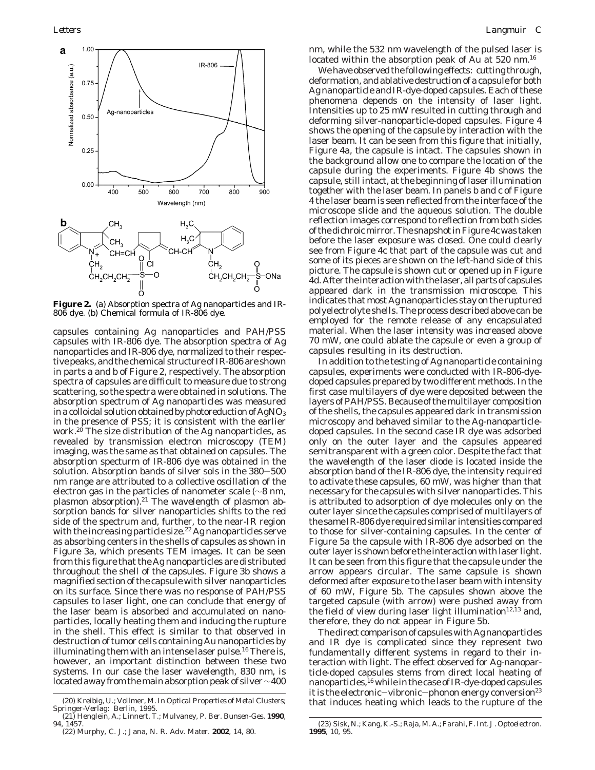a

Normalized absorbance (a.u.)

1.00

0.75

0.50

0.25

0.00

400 500 600 700 800 900

Wavelength (nm)

IR-806

Ag-nanoparticles

b

**Figure 2.** (a) Absorption spectra of Ag nanoparticles and IR-806 dye. (b) Chemical formula of IR-806 dye.

capsules containing Ag nanoparticles and PAH/PSS capsules with IR-806 dye. The absorption spectra of Ag nanoparticles and IR-806 dye, normalized to their respective peaks, and the chemical structure of IR-806 are shown in parts a and b of Figure 2, respectively. The absorption spectra of capsules are difficult to measure due to strong scattering, so the spectra were obtained in solutions. The absorption spectrum of Ag nanoparticles was measured in a colloidal solution obtained by photoreduction of $AgNO_3$ in the presence of PSS; it is consistent with the earlier work.[20] The size distribution of the Ag nanoparticles, as revealed by transmission electron microscopy (TEM) imaging, was the same as that obtained on capsules. The absorption specturm of IR-806 dye was obtained in the solution. Absorption bands of silver sols in the 380−500 nm range are attributed to a collective oscillation of the electron gas in the particles of nanometer scale (∼8 nm, plasmon absorption).[21] The wavelength of plasmon absorption bands for silver nanoparticles shifts to the red side of the spectrum and, further, to the near-IR region with the increasing particle size.[22] Ag nanoparticles serve as absorbing centers in the shells of capsules as shown in Figure 3a, which presents TEM images. It can be seen from this figure that the Ag nanoparticles are distributed throughout the shell of the capsules. Figure 3b shows a magnified section of the capsule with silver nanoparticles on its surface. Since there was no response of PAH/PSS capsules to laser light, one can conclude that energy of the laser beam is absorbed and accumulated on nanoparticles, locally heating them and inducing the rupture in the shell. This effect is similar to that observed in destruction of tumor cells containing Au nanoparticles by illuminating them with an intense laser pulse.[16] There is, however, an important distinction between these two systems. In our case the laser wavelength, 830 nm, is located away from the main absorption peak of silver ∼400 nm, while the 532 nm wavelength of the pulsed laser is located within the absorption peak of Au at 520 nm.[16]

We have observed the following effects: cutting through, deformation, and ablative destruction of a capsule for both Ag nanoparticle and IR-dye-doped capsules. Each of these phenomena depends on the intensity of laser light. Intensities up to 25 mW resulted in cutting through and deforming silver-nanoparticle-doped capsules. Figure 4 shows the opening of the capsule by interaction with the laser beam. It can be seen from this figure that initially, Figure 4a, the capsule is intact. The capsules shown in the background allow one to compare the location of the capsule during the experiments. Figure 4b shows the capsule, still intact, at the beginning of laser illumination together with the laser beam. In panels b and c of Figure 4 the laser beam is seen reflected from the interface of the microscope slide and the aqueous solution. The double reflection images correspond to reflection from both sides of the dichroic mirror. The snapshot in Figure 4c was taken before the laser exposure was closed. One could clearly see from Figure 4c that part of the capsule was cut and some of its pieces are shown on the left-hand side of this picture. The capsule is shown cut or opened up in Figure 4d. After the interaction with the laser, all parts of capsules appeared dark in the transmission microscope. This indicates that most Ag nanoparticles stay on the ruptured polyelectrolyte shells. The process described above can be employed for the remote release of any encapsulated material. When the laser intensity was increased above 70 mW, one could ablate the capsule or even a group of capsules resulting in its destruction.

In addition to the testing of Ag nanoparticle containing capsules, experiments were conducted with IR-806-dye-doped capsules prepared by two different methods. In the first case multilayers of dye were deposited between the layers of PAH/PSS. Because of the multilayer composition of the shells, the capsules appeared dark in transmission microscopy and behaved similar to the Ag-nanoparticle-doped capsules. In the second case IR dye was adsorbed only on the outer layer and the capsules appeared semitransparent with a green color. Despite the fact that the wavelength of the laser diode is located inside the absorption band of the IR-806 dye, the intensity required to activate these capsules, 60 mW, was higher than that necessary for the capsules with silver nanoparticles. This is attributed to adsorption of dye molecules only on the outer layer since the capsules comprised of multilayers of the same IR-806 dye required similar intensities compared to those for silver-containing capsules. In the center of Figure 5a the capsule with IR-806 dye adsorbed on the outer layer is shown before the interaction with laser light. It can be seen from this figure that the capsule under the arrow appears circular. The same capsule is shown deformed after exposure to the laser beam with intensity of 60 mW, Figure 5b. The capsules shown above the targeted capsule (with arrow) were pushed away from the field of view during laser light illumination[12,13] and, therefore, they do not appear in Figure 5b.

The direct comparison of capsules with Ag nanoparticles and IR dye is complicated since they represent two fundamentally different systems in regard to their interaction with light. The effect observed for Ag-nanoparticle-doped capsules stems from direct local heating of nanoparticles,[16] while in the case of IR-dye-doped capsules it is the electronic−vibronic−phonon energy conversion[23] that induces heating which leads to the rupture of the

(20) Kreibig, U.; Vollmer, M. In *Optical Properties of Metal Clusters*; Springer-Verlag: Berlin, 1995.

(21) Henglein, A.; Linnert, T.; Mulvaney, P. *Ber. Bunsen-Ges.* **1990**, 94, 1457.

(22) Murphy, C. J.; Jana, N. R. *Adv. Mater.* **2002**, 14, 80.

(23) Sisk, N.; Kang, K.-S.; Raja, M. A.; Farahi, F. *Int. J. Optoelectron.* **1995**, 10, 95.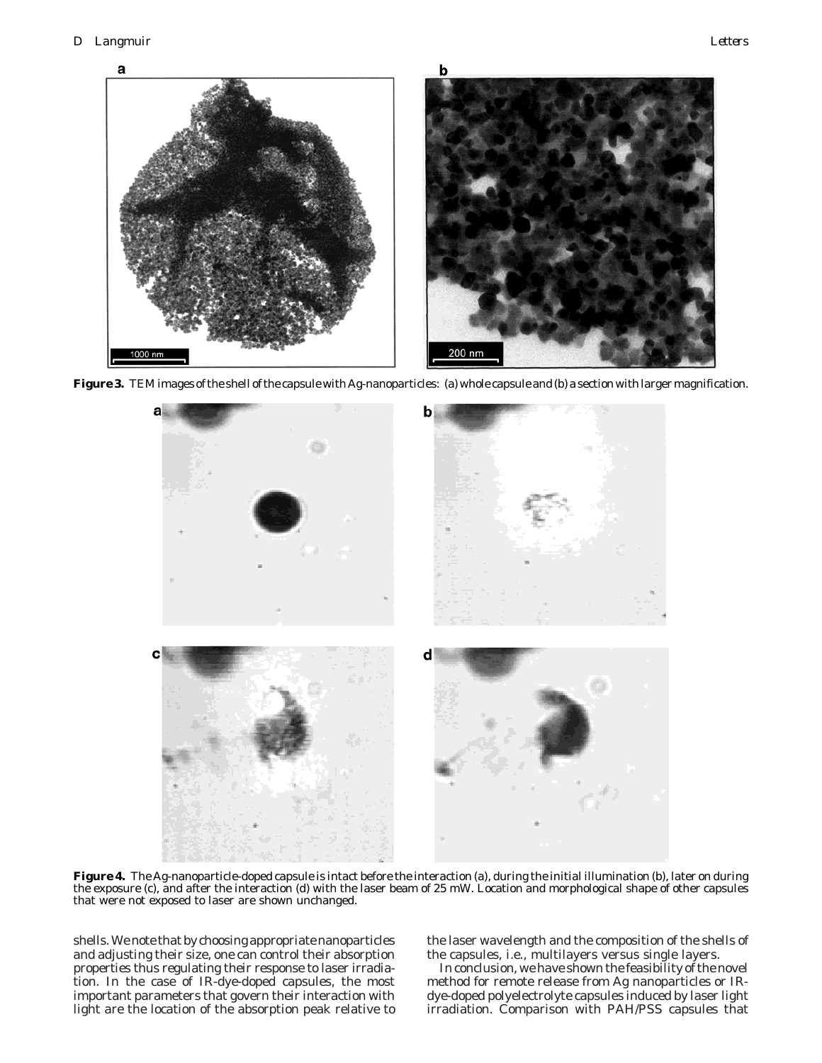**Figure 3.** TEM images of the shell of the capsule with Ag-nanoparticles: (a) whole capsule and (b) a section with larger magnification.

**Figure 4.** The Ag-nanoparticle-doped capsule is intact before the interaction (a), during the initial illumination (b), later on during the exposure (c), and after the interaction (d) with the laser beam of 25 mW. Location and morphological shape of other capsules that were not exposed to laser are shown unchanged.

shells. We note that by choosing appropriate nanoparticles and adjusting their size, one can control their absorption properties thus regulating their response to laser irradiation. In the case of IR-dye-doped capsules, the most important parameters that govern their interaction with light are the location of the absorption peak relative to the laser wavelength and the composition of the shells of the capsules, i.e., multilayers versus single layers.

In conclusion, we have shown the feasibility of the novel method for remote release from Ag nanoparticles or IR-dye-doped polyelectrolyte capsules induced by laser light irradiation. Comparison with PAH/PSS capsules that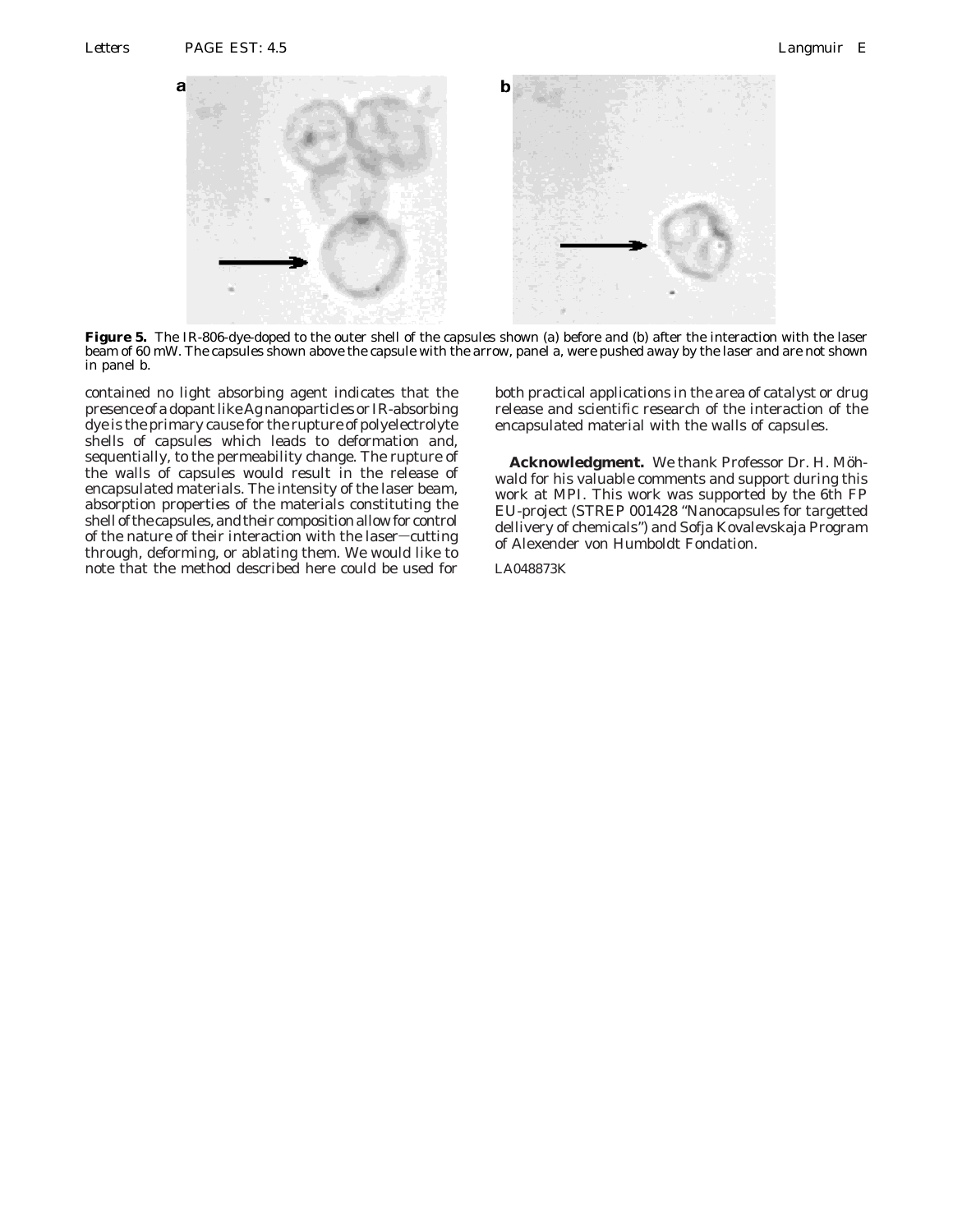**Figure 5.** The IR-806-dye-doped to the outer shell of the capsules shown (a) before and (b) after the interaction with the laser beam of 60 mW. The capsules shown above the capsule with the arrow, panel a, were pushed away by the laser and are not shown in panel b.

contained no light absorbing agent indicates that the presence of a dopant like Ag nanoparticles or IR-absorbing dye is the primary cause for the rupture of polyelectrolyte shells of capsules which leads to deformation and, sequentially, to the permeability change. The rupture of the walls of capsules would result in the release of encapsulated materials. The intensity of the laser beam, absorption properties of the materials constituting the shell of the capsules, and their composition allow for control of the nature of their interaction with the laser—cutting through, deforming, or ablating them. We would like to note that the method described here could be used for both practical applications in the area of catalyst or drug release and scientific research of the interaction of the encapsulated material with the walls of capsules.

**Acknowledgment.** We thank Professor Dr. H. Möhwald for his valuable comments and support during this work at MPI. This work was supported by the 6th FP EU-project (STREP 001428 "Nanocapsules for targetted dellivery of chemicals") and Sofja Kovalevskaja Program of Alexander von Humboldt Fondation.

LA048873K